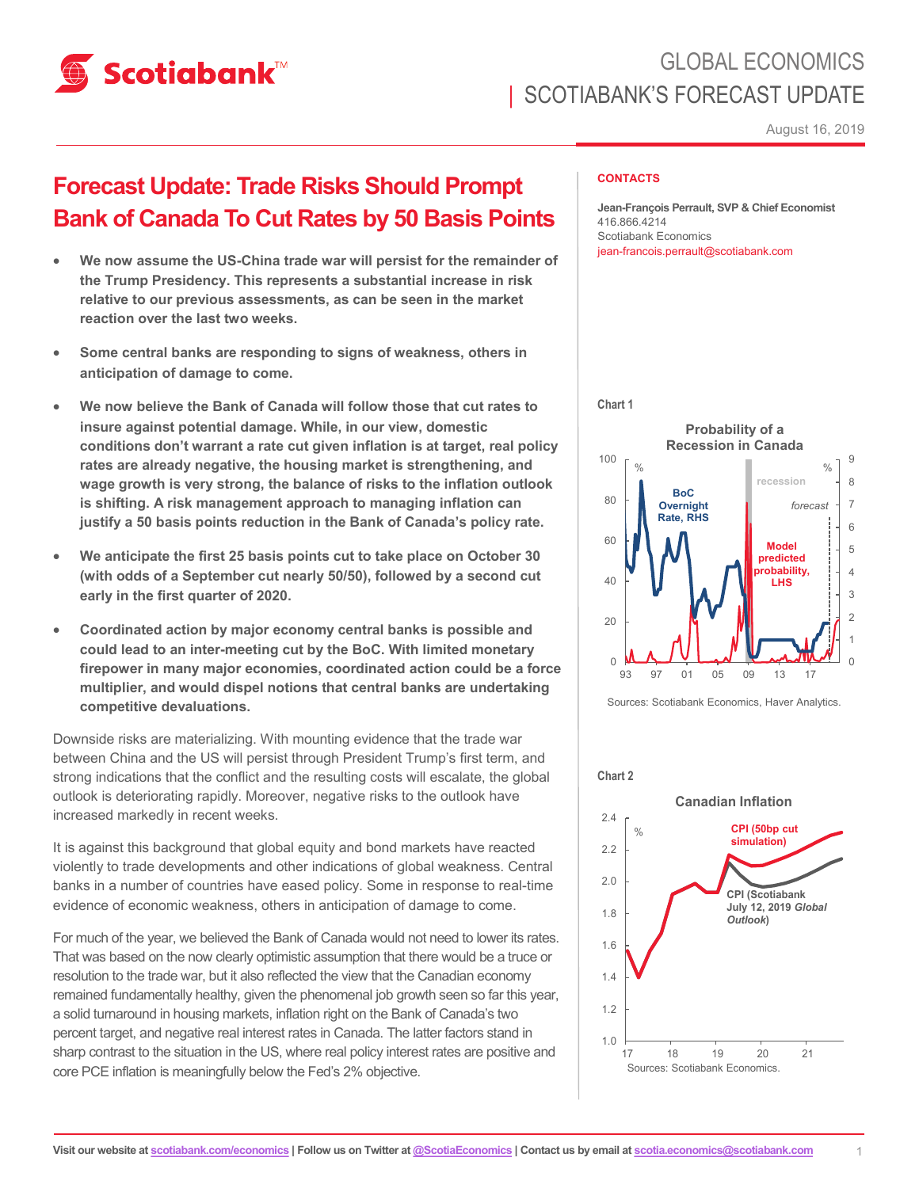# GLOBAL ECONOMICS
## SCOTIABANK'S FORECAST UPDATE

August 16, 2019

# Forecast Update: Trade Risks Should Prompt Bank of Canada To Cut Rates by 50 Basis Points

- **We now assume the US-China trade war will persist for the remainder of the Trump Presidency. This represents a substantial increase in risk relative to our previous assessments, as can be seen in the market reaction over the last two weeks.**
- **Some central banks are responding to signs of weakness, others in anticipation of damage to come.**
- **We now believe the Bank of Canada will follow those that cut rates to insure against potential damage. While, in our view, domestic conditions don't warrant a rate cut given inflation is at target, real policy rates are already negative, the housing market is strengthening, and wage growth is very strong, the balance of risks to the inflation outlook is shifting. A risk management approach to managing inflation can justify a 50 basis points reduction in the Bank of Canada's policy rate.**
- **We anticipate the first 25 basis points cut to take place on October 30 (with odds of a September cut nearly 50/50), followed by a second cut early in the first quarter of 2020.**
- **Coordinated action by major economy central banks is possible and could lead to an inter-meeting cut by the BoC. With limited monetary firepower in many major economies, coordinated action could be a force multiplier, and would dispel notions that central banks are undertaking competitive devaluations.**

Downside risks are materializing. With mounting evidence that the trade war between China and the US will persist through President Trump's first term, and strong indications that the conflict and the resulting costs will escalate, the global outlook is deteriorating rapidly. Moreover, negative risks to the outlook have increased markedly in recent weeks.

It is against this background that global equity and bond markets have reacted violently to trade developments and other indications of global weakness. Central banks in a number of countries have eased policy. Some in response to real-time evidence of economic weakness, others in anticipation of damage to come.

For much of the year, we believed the Bank of Canada would not need to lower its rates. That was based on the now clearly optimistic assumption that there would be a truce or resolution to the trade war, but it also reflected the view that the Canadian economy remained fundamentally healthy, given the phenomenal job growth seen so far this year, a solid turnaround in housing markets, inflation right on the Bank of Canada's two percent target, and negative real interest rates in Canada. The latter factors stand in sharp contrast to the situation in the US, where real policy interest rates are positive and core PCE inflation is meaningfully below the Fed's 2% objective.

**CONTACTS**

**Jean-François Perrault, SVP & Chief Economist**
416.866.4214
Scotiabank Economics
jean-francois.perrault@scotiabank.com

Chart 1

**Probability of a Recession in Canada**

Sources: Scotiabank Economics, Haver Analytics.

Chart 2

**Canadian Inflation**

Sources: Scotiabank Economics.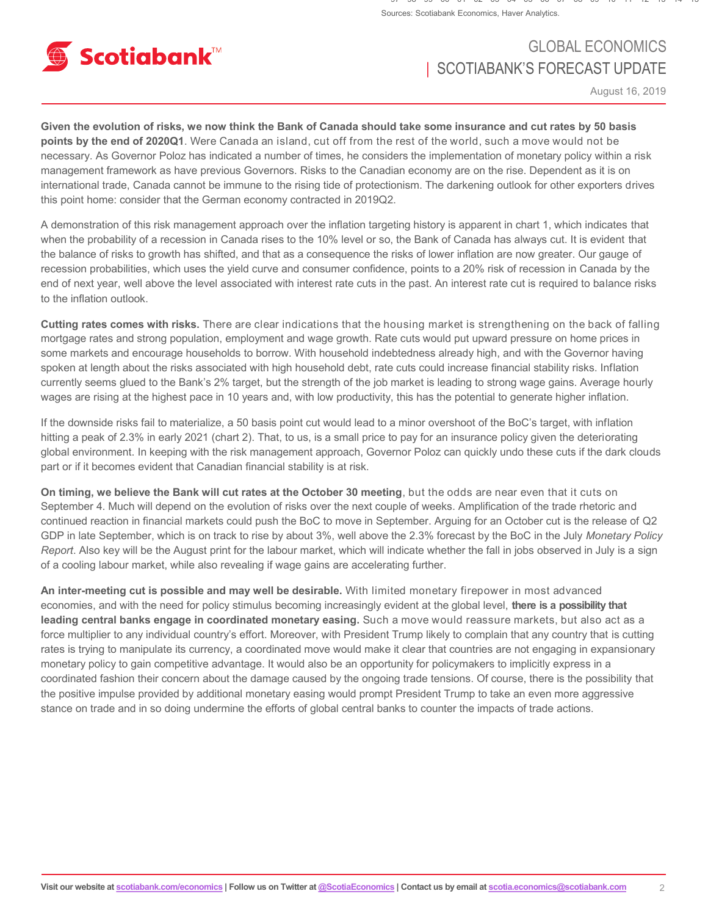**Given the evolution of risks, we now think the Bank of Canada should take some insurance and cut rates by 50 basis points by the end of 2020Q1**. Were Canada an island, cut off from the rest of the world, such a move would not be necessary. As Governor Poloz has indicated a number of times, he considers the implementation of monetary policy within a risk management framework as have previous Governors. Risks to the Canadian economy are on the rise. Dependent as it is on international trade, Canada cannot be immune to the rising tide of protectionism. The darkening outlook for other exporters drives this point home: consider that the German economy contracted in 2019Q2.

A demonstration of this risk management approach over the inflation targeting history is apparent in chart 1, which indicates that when the probability of a recession in Canada rises to the 10% level or so, the Bank of Canada has always cut. It is evident that the balance of risks to growth has shifted, and that as a consequence the risks of lower inflation are now greater. Our gauge of recession probabilities, which uses the yield curve and consumer confidence, points to a 20% risk of recession in Canada by the end of next year, well above the level associated with interest rate cuts in the past. An interest rate cut is required to balance risks to the inflation outlook.

**Cutting rates comes with risks.** There are clear indications that the housing market is strengthening on the back of falling mortgage rates and strong population, employment and wage growth. Rate cuts would put upward pressure on home prices in some markets and encourage households to borrow. With household indebtedness already high, and with the Governor having spoken at length about the risks associated with high household debt, rate cuts could increase financial stability risks. Inflation currently seems glued to the Bank's 2% target, but the strength of the job market is leading to strong wage gains. Average hourly wages are rising at the highest pace in 10 years and, with low productivity, this has the potential to generate higher inflation.

If the downside risks fail to materialize, a 50 basis point cut would lead to a minor overshoot of the BoC's target, with inflation hitting a peak of 2.3% in early 2021 (chart 2). That, to us, is a small price to pay for an insurance policy given the deteriorating global environment. In keeping with the risk management approach, Governor Poloz can quickly undo these cuts if the dark clouds part or if it becomes evident that Canadian financial stability is at risk.

**On timing, we believe the Bank will cut rates at the October 30 meeting**, but the odds are near even that it cuts on September 4. Much will depend on the evolution of risks over the next couple of weeks. Amplification of the trade rhetoric and continued reaction in financial markets could push the BoC to move in September. Arguing for an October cut is the release of Q2 GDP in late September, which is on track to rise by about 3%, well above the 2.3% forecast by the BoC in the July *Monetary Policy Report*. Also key will be the August print for the labour market, which will indicate whether the fall in jobs observed in July is a sign of a cooling labour market, while also revealing if wage gains are accelerating further.

**An inter-meeting cut is possible and may well be desirable.** With limited monetary firepower in most advanced economies, and with the need for policy stimulus becoming increasingly evident at the global level, **there is a possibility that leading central banks engage in coordinated monetary easing.** Such a move would reassure markets, but also act as a force multiplier to any individual country's effort. Moreover, with President Trump likely to complain that any country that is cutting rates is trying to manipulate its currency, a coordinated move would make it clear that countries are not engaging in expansionary monetary policy to gain competitive advantage. It would also be an opportunity for policymakers to implicitly express in a coordinated fashion their concern about the damage caused by the ongoing trade tensions. Of course, there is the possibility that the positive impulse provided by additional monetary easing would prompt President Trump to take an even more aggressive stance on trade and in so doing undermine the efforts of global central banks to counter the impacts of trade actions.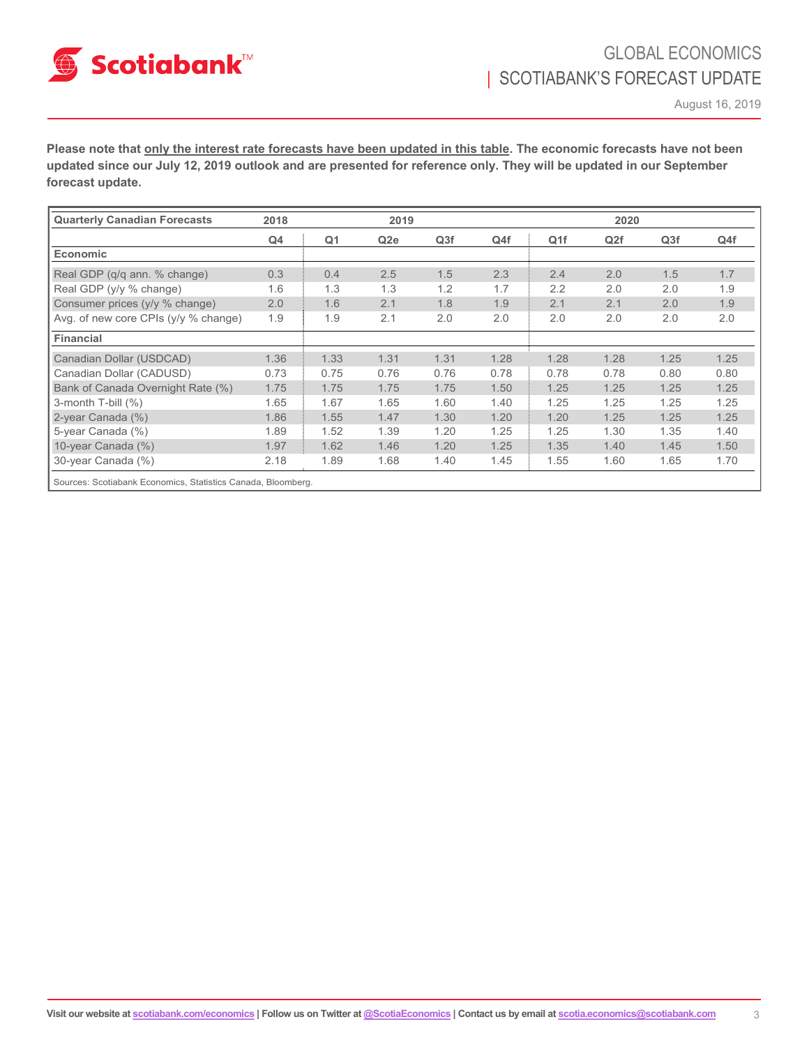**Please note that <u>only the interest rate forecasts have been updated in this table</u>. The economic forecasts have not been updated since our July 12, 2019 outlook and are presented for reference only. They will be updated in our September forecast update.**

| Quarterly Canadian Forecasts | 2018 | 2019 | | | | 2020 | | | |
|---|---|---|---|---|---|---|---|---|---|
| | Q4 | Q1 | Q2e | Q3f | Q4f | Q1f | Q2f | Q3f | Q4f |
| **Economic** | | | | | | | | | |
| Real GDP (q/q ann. % change) | 0.3 | 0.4 | 2.5 | 1.5 | 2.3 | 2.4 | 2.0 | 1.5 | 1.7 |
| Real GDP (y/y % change) | 1.6 | 1.3 | 1.3 | 1.2 | 1.7 | 2.2 | 2.0 | 2.0 | 1.9 |
| Consumer prices (y/y % change) | 2.0 | 1.6 | 2.1 | 1.8 | 1.9 | 2.1 | 2.1 | 2.0 | 1.9 |
| Avg. of new core CPIs (y/y % change) | 1.9 | 1.9 | 2.1 | 2.0 | 2.0 | 2.0 | 2.0 | 2.0 | 2.0 |
| **Financial** | | | | | | | | | |
| Canadian Dollar (USDCAD) | 1.36 | 1.33 | 1.31 | 1.31 | 1.28 | 1.28 | 1.28 | 1.25 | 1.25 |
| Canadian Dollar (CADUSD) | 0.73 | 0.75 | 0.76 | 0.76 | 0.78 | 0.78 | 0.78 | 0.80 | 0.80 |
| Bank of Canada Overnight Rate (%) | 1.75 | 1.75 | 1.75 | 1.75 | 1.50 | 1.25 | 1.25 | 1.25 | 1.25 |
| 3-month T-bill (%) | 1.65 | 1.67 | 1.65 | 1.60 | 1.40 | 1.25 | 1.25 | 1.25 | 1.25 |
| 2-year Canada (%) | 1.86 | 1.55 | 1.47 | 1.30 | 1.20 | 1.20 | 1.25 | 1.25 | 1.25 |
| 5-year Canada (%) | 1.89 | 1.52 | 1.39 | 1.20 | 1.25 | 1.25 | 1.30 | 1.35 | 1.40 |
| 10-year Canada (%) | 1.97 | 1.62 | 1.46 | 1.20 | 1.25 | 1.35 | 1.40 | 1.45 | 1.50 |
| 30-year Canada (%) | 2.18 | 1.89 | 1.68 | 1.40 | 1.45 | 1.55 | 1.60 | 1.65 | 1.70 |

Sources: Scotiabank Economics, Statistics Canada, Bloomberg.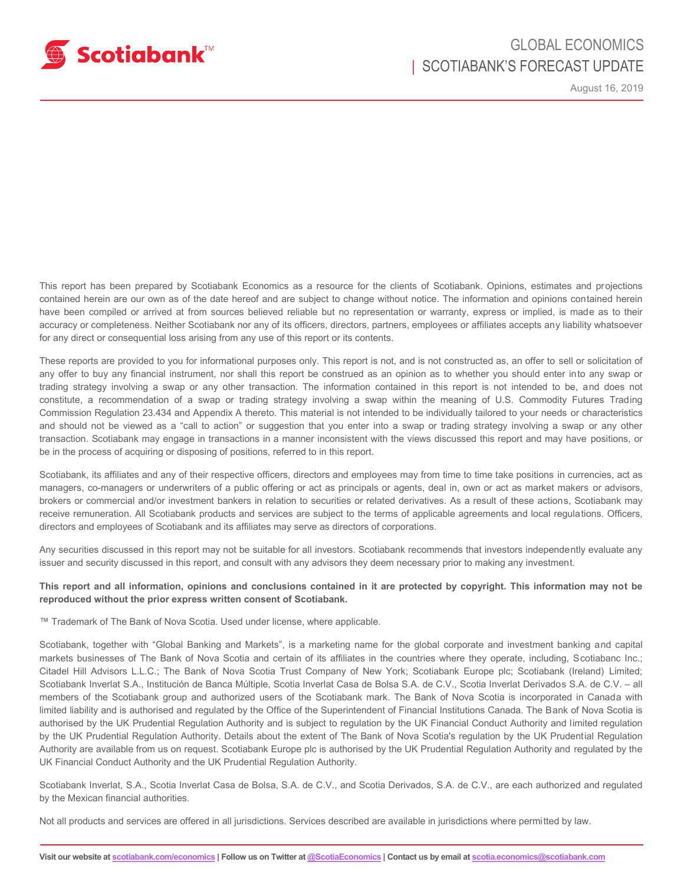This report has been prepared by Scotiabank Economics as a resource for the clients of Scotiabank. Opinions, estimates and projections contained herein are our own as of the date hereof and are subject to change without notice. The information and opinions contained herein have been compiled or arrived at from sources believed reliable but no representation or warranty, express or implied, is made as to their accuracy or completeness. Neither Scotiabank nor any of its officers, directors, partners, employees or affiliates accepts any liability whatsoever for any direct or consequential loss arising from any use of this report or its contents.

These reports are provided to you for informational purposes only. This report is not, and is not constructed as, an offer to sell or solicitation of any offer to buy any financial instrument, nor shall this report be construed as an opinion as to whether you should enter into any swap or trading strategy involving a swap or any other transaction. The information contained in this report is not intended to be, and does not constitute, a recommendation of a swap or trading strategy involving a swap within the meaning of U.S. Commodity Futures Trading Commission Regulation 23.434 and Appendix A thereto. This material is not intended to be individually tailored to your needs or characteristics and should not be viewed as a "call to action" or suggestion that you enter into a swap or trading strategy involving a swap or any other transaction. Scotiabank may engage in transactions in a manner inconsistent with the views discussed this report and may have positions, or be in the process of acquiring or disposing of positions, referred to in this report.

Scotiabank, its affiliates and any of their respective officers, directors and employees may from time to time take positions in currencies, act as managers, co-managers or underwriters of a public offering or act as principals or agents, deal in, own or act as market makers or advisors, brokers or commercial and/or investment bankers in relation to securities or related derivatives. As a result of these actions, Scotiabank may receive remuneration. All Scotiabank products and services are subject to the terms of applicable agreements and local regulations. Officers, directors and employees of Scotiabank and its affiliates may serve as directors of corporations.

Any securities discussed in this report may not be suitable for all investors. Scotiabank recommends that investors independently evaluate any issuer and security discussed in this report, and consult with any advisors they deem necessary prior to making any investment.

**This report and all information, opinions and conclusions contained in it are protected by copyright. This information may not be reproduced without the prior express written consent of Scotiabank.**

™ Trademark of The Bank of Nova Scotia. Used under license, where applicable.

Scotiabank, together with "Global Banking and Markets", is a marketing name for the global corporate and investment banking and capital markets businesses of The Bank of Nova Scotia and certain of its affiliates in the countries where they operate, including, Scotiabanc Inc.; Citadel Hill Advisors L.L.C.; The Bank of Nova Scotia Trust Company of New York; Scotiabank Europe plc; Scotiabank (Ireland) Limited; Scotiabank Inverlat S.A., Institución de Banca Múltiple, Scotia Inverlat Casa de Bolsa S.A. de C.V., Scotia Inverlat Derivados S.A. de C.V. – all members of the Scotiabank group and authorized users of the Scotiabank mark. The Bank of Nova Scotia is incorporated in Canada with limited liability and is authorised and regulated by the Office of the Superintendent of Financial Institutions Canada. The Bank of Nova Scotia is authorised by the UK Prudential Regulation Authority and is subject to regulation by the UK Financial Conduct Authority and limited regulation by the UK Prudential Regulation Authority. Details about the extent of The Bank of Nova Scotia's regulation by the UK Prudential Regulation Authority are available from us on request. Scotiabank Europe plc is authorised by the UK Prudential Regulation Authority and regulated by the UK Financial Conduct Authority and the UK Prudential Regulation Authority.

Scotiabank Inverlat, S.A., Scotia Inverlat Casa de Bolsa, S.A. de C.V., and Scotia Derivados, S.A. de C.V., are each authorized and regulated by the Mexican financial authorities.

Not all products and services are offered in all jurisdictions. Services described are available in jurisdictions where permitted by law.